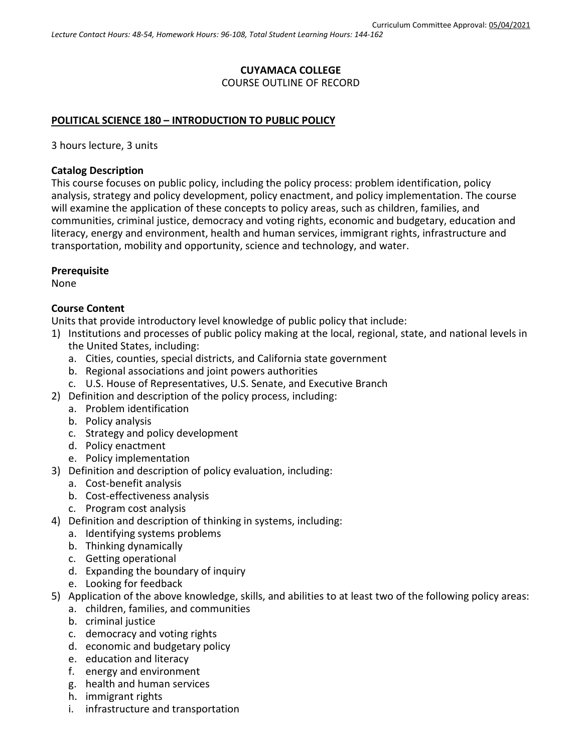Curriculum Committee Approval: 05/04/2021

*Lecture Contact Hours: 48-54, Homework Hours: 96-108, Total Student Learning Hours: 144-162*

**CUYAMACA COLLEGE**

COURSE OUTLINE OF RECORD

**POLITICAL SCIENCE 180 – INTRODUCTION TO PUBLIC POLICY**

3 hours lecture, 3 units

**Catalog Description**

This course focuses on public policy, including the policy process: problem identification, policy analysis, strategy and policy development, policy enactment, and policy implementation. The course will examine the application of these concepts to policy areas, such as children, families, and communities, criminal justice, democracy and voting rights, economic and budgetary, education and literacy, energy and environment, health and human services, immigrant rights, infrastructure and transportation, mobility and opportunity, science and technology, and water.

**Prerequisite**

None

**Course Content**

Units that provide introductory level knowledge of public policy that include:

1) Institutions and processes of public policy making at the local, regional, state, and national levels in the United States, including:
   a. Cities, counties, special districts, and California state government
   b. Regional associations and joint powers authorities
   c. U.S. House of Representatives, U.S. Senate, and Executive Branch
2) Definition and description of the policy process, including:
   a. Problem identification
   b. Policy analysis
   c. Strategy and policy development
   d. Policy enactment
   e. Policy implementation
3) Definition and description of policy evaluation, including:
   a. Cost-benefit analysis
   b. Cost-effectiveness analysis
   c. Program cost analysis
4) Definition and description of thinking in systems, including:
   a. Identifying systems problems
   b. Thinking dynamically
   c. Getting operational
   d. Expanding the boundary of inquiry
   e. Looking for feedback
5) Application of the above knowledge, skills, and abilities to at least two of the following policy areas:
   a. children, families, and communities
   b. criminal justice
   c. democracy and voting rights
   d. economic and budgetary policy
   e. education and literacy
   f. energy and environment
   g. health and human services
   h. immigrant rights
   i. infrastructure and transportation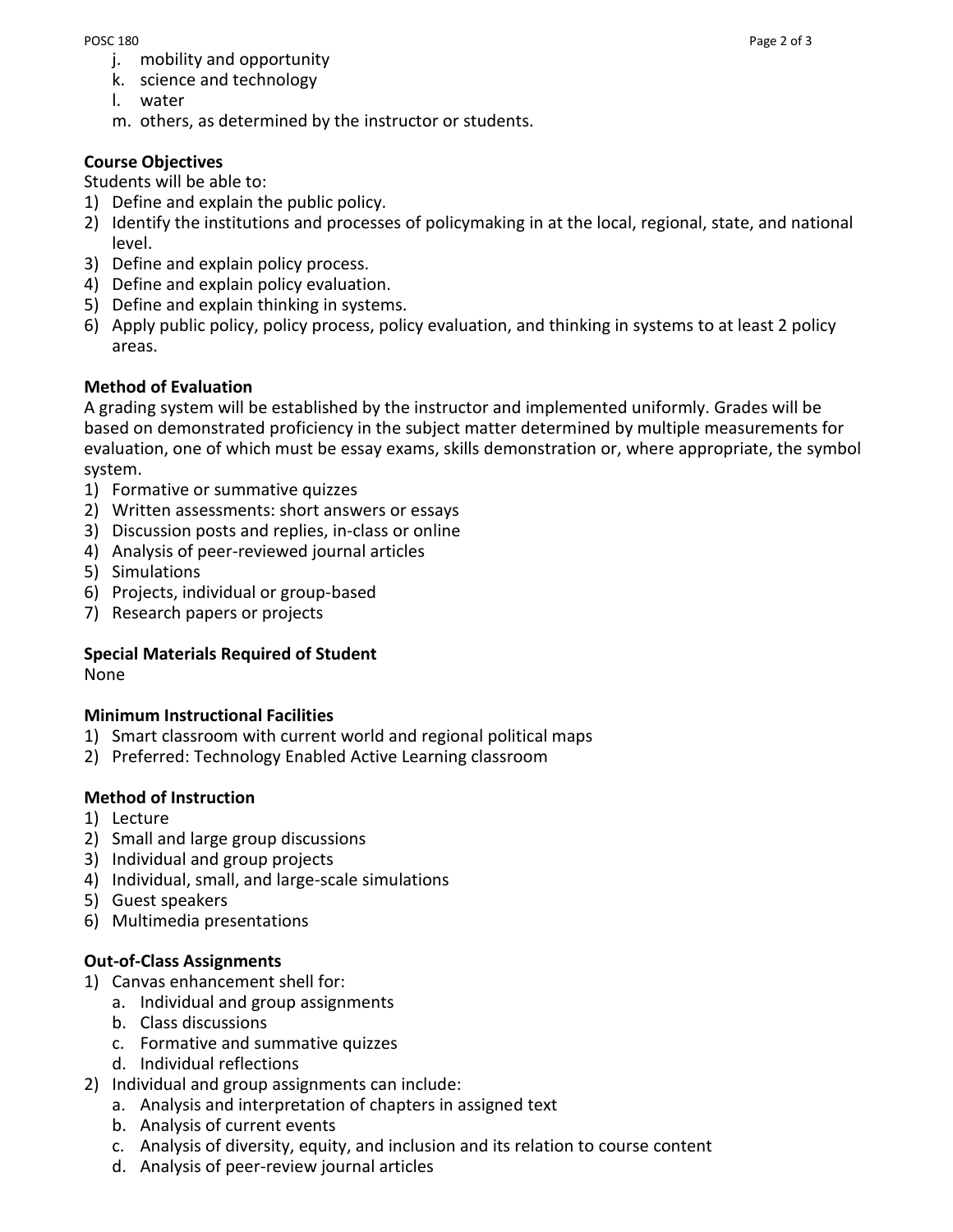j. mobility and opportunity
k. science and technology
l. water
m. others, as determined by the instructor or students.

**Course Objectives**
Students will be able to:
1) Define and explain the public policy.
2) Identify the institutions and processes of policymaking in at the local, regional, state, and national level.
3) Define and explain policy process.
4) Define and explain policy evaluation.
5) Define and explain thinking in systems.
6) Apply public policy, policy process, policy evaluation, and thinking in systems to at least 2 policy areas.

**Method of Evaluation**
A grading system will be established by the instructor and implemented uniformly. Grades will be based on demonstrated proficiency in the subject matter determined by multiple measurements for evaluation, one of which must be essay exams, skills demonstration or, where appropriate, the symbol system.
1) Formative or summative quizzes
2) Written assessments: short answers or essays
3) Discussion posts and replies, in-class or online
4) Analysis of peer-reviewed journal articles
5) Simulations
6) Projects, individual or group-based
7) Research papers or projects

**Special Materials Required of Student**
None

**Minimum Instructional Facilities**
1) Smart classroom with current world and regional political maps
2) Preferred: Technology Enabled Active Learning classroom

**Method of Instruction**
1) Lecture
2) Small and large group discussions
3) Individual and group projects
4) Individual, small, and large-scale simulations
5) Guest speakers
6) Multimedia presentations

**Out-of-Class Assignments**
1) Canvas enhancement shell for:
   a. Individual and group assignments
   b. Class discussions
   c. Formative and summative quizzes
   d. Individual reflections
2) Individual and group assignments can include:
   a. Analysis and interpretation of chapters in assigned text
   b. Analysis of current events
   c. Analysis of diversity, equity, and inclusion and its relation to course content
   d. Analysis of peer-review journal articles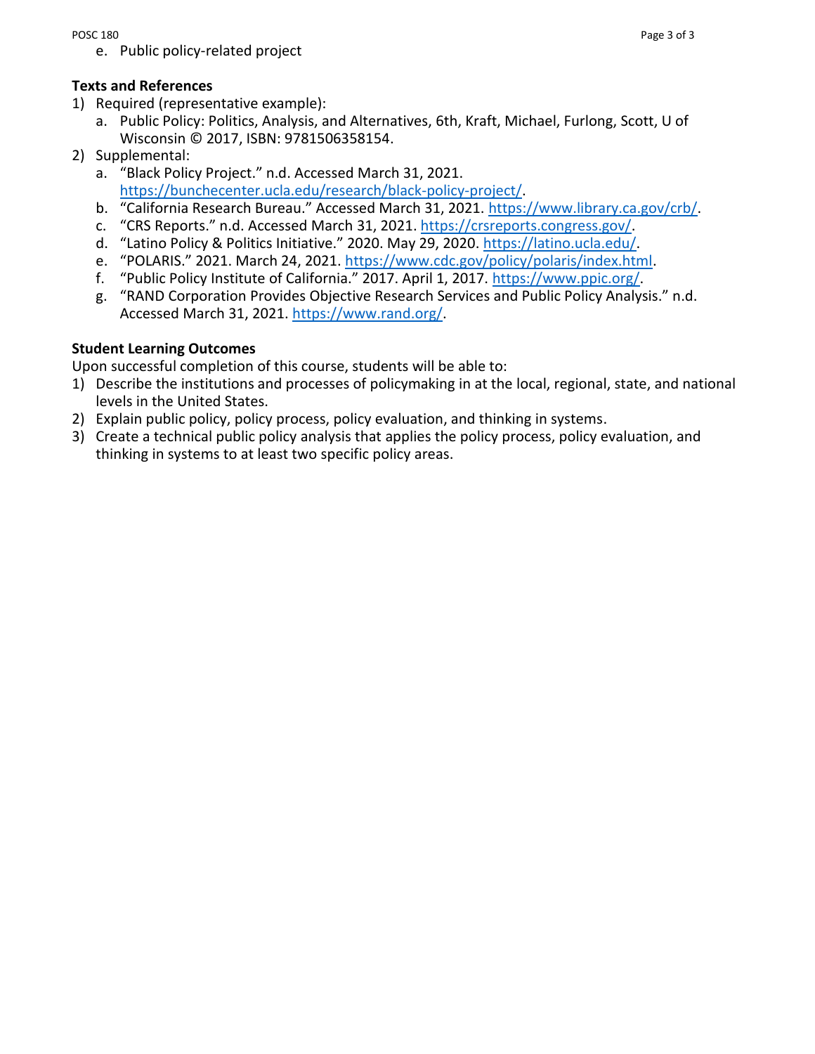e. Public policy-related project

**Texts and References**

1) Required (representative example):
   a. Public Policy: Politics, Analysis, and Alternatives, 6th, Kraft, Michael, Furlong, Scott, U of Wisconsin © 2017, ISBN: 9781506358154.
2) Supplemental:
   a. "Black Policy Project." n.d. Accessed March 31, 2021. https://bunchecenter.ucla.edu/research/black-policy-project/.
   b. "California Research Bureau." Accessed March 31, 2021. https://www.library.ca.gov/crb/.
   c. "CRS Reports." n.d. Accessed March 31, 2021. https://crsreports.congress.gov/.
   d. "Latino Policy & Politics Initiative." 2020. May 29, 2020. https://latino.ucla.edu/.
   e. "POLARIS." 2021. March 24, 2021. https://www.cdc.gov/policy/polaris/index.html.
   f. "Public Policy Institute of California." 2017. April 1, 2017. https://www.ppic.org/.
   g. "RAND Corporation Provides Objective Research Services and Public Policy Analysis." n.d. Accessed March 31, 2021. https://www.rand.org/.

**Student Learning Outcomes**

Upon successful completion of this course, students will be able to:

1) Describe the institutions and processes of policymaking in at the local, regional, state, and national levels in the United States.
2) Explain public policy, policy process, policy evaluation, and thinking in systems.
3) Create a technical public policy analysis that applies the policy process, policy evaluation, and thinking in systems to at least two specific policy areas.